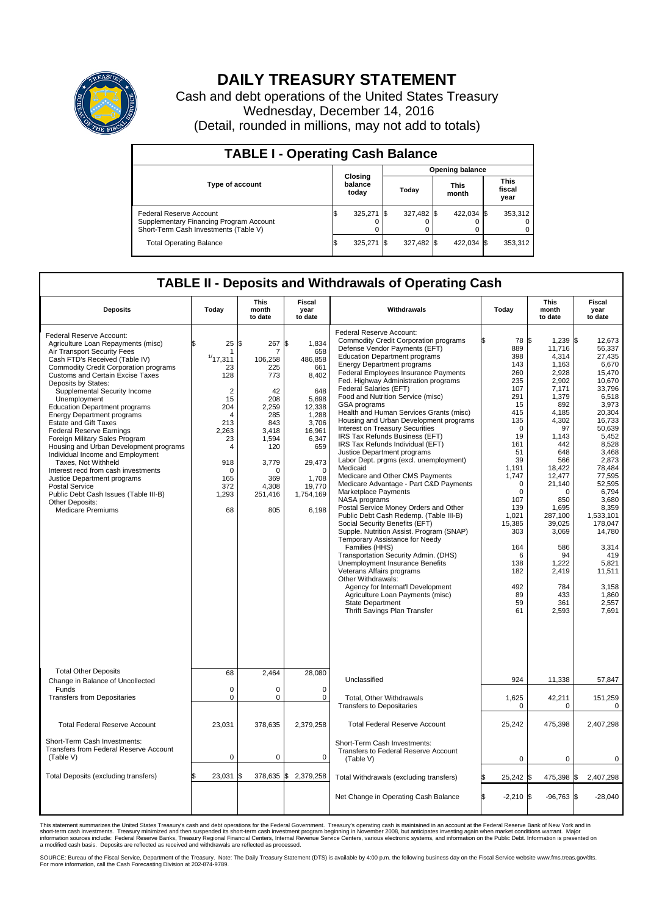# DAILY TREASURY STATEMENT

Cash and debt operations of the United States Treasury
Wednesday, December 14, 2016
(Detail, rounded in millions, may not add to totals)

## TABLE I - Operating Cash Balance

| Type of account | Closing balance today | Opening balance Today | Opening balance This month | Opening balance This fiscal year |
|---|---|---|---|---|
| Federal Reserve Account | $ 325,271 | $ 327,482 | $ 422,034 | $ 353,312 |
| Supplementary Financing Program Account | 0 | 0 | 0 | 0 |
| Short-Term Cash Investments (Table V) | 0 | 0 | 0 | 0 |
| Total Operating Balance | $ 325,271 | $ 327,482 | $ 422,034 | $ 353,312 |

## TABLE II - Deposits and Withdrawals of Operating Cash

| Deposits | Today | This month to date | Fiscal year to date |
|---|---|---|---|
| Federal Reserve Account: | | | |
| Agriculture Loan Repayments (misc) | $ 25 | $ 267 | $ 1,834 |
| Air Transport Security Fees | 1 | 7 | 658 |
| Cash FTD's Received (Table IV) | [1]17,311 | 106,258 | 486,858 |
| Commodity Credit Corporation programs | 23 | 225 | 661 |
| Customs and Certain Excise Taxes | 128 | 773 | 8,402 |
| Deposits by States: | | | |
| Supplemental Security Income | 2 | 42 | 648 |
| Unemployment | 15 | 208 | 5,698 |
| Education Department programs | 204 | 2,259 | 12,338 |
| Energy Department programs | 4 | 285 | 1,288 |
| Estate and Gift Taxes | 213 | 843 | 3,706 |
| Federal Reserve Earnings | 2,263 | 3,418 | 16,961 |
| Foreign Military Sales Program | 23 | 1,594 | 6,347 |
| Housing and Urban Development programs | 4 | 120 | 659 |
| Individual Income and Employment Taxes, Not Withheld | 918 | 3,779 | 29,473 |
| Interest recd from cash investments | 0 | 0 | 0 |
| Justice Department programs | 165 | 369 | 1,708 |
| Postal Service | 372 | 4,308 | 19,770 |
| Public Debt Cash Issues (Table III-B) | 1,293 | 251,416 | 1,754,169 |
| Other Deposits: | | | |
| Medicare Premiums | 68 | 805 | 6,198 |
| Total Other Deposits | 68 | 2,464 | 28,080 |
| Change in Balance of Uncollected Funds | 0 | 0 | 0 |
| Transfers from Depositaries | 0 | 0 | 0 |
| Total Federal Reserve Account | 23,031 | 378,635 | 2,379,258 |
| Short-Term Cash Investments: Transfers from Federal Reserve Account (Table V) | 0 | 0 | 0 |
| Total Deposits (excluding transfers) | $ 23,031 | $ 378,635 | $ 2,379,258 |

| Withdrawals | Today | This month to date | Fiscal year to date |
|---|---|---|---|
| Federal Reserve Account: | | | |
| Commodity Credit Corporation programs | $ 78 | $ 1,239 | $ 12,673 |
| Defense Vendor Payments (EFT) | 889 | 11,716 | 56,337 |
| Education Department programs | 398 | 4,314 | 27,435 |
| Energy Department programs | 143 | 1,163 | 6,670 |
| Federal Employees Insurance Payments | 260 | 2,928 | 15,470 |
| Fed. Highway Administration programs | 235 | 2,902 | 10,670 |
| Federal Salaries (EFT) | 107 | 7,171 | 33,796 |
| Food and Nutrition Service (misc) | 291 | 1,379 | 6,518 |
| GSA programs | 15 | 892 | 3,973 |
| Health and Human Services Grants (misc) | 415 | 4,185 | 20,304 |
| Housing and Urban Development programs | 135 | 4,302 | 16,733 |
| Interest on Treasury Securities | 0 | 97 | 50,639 |
| IRS Tax Refunds Business (EFT) | 19 | 1,143 | 5,452 |
| IRS Tax Refunds Individual (EFT) | 161 | 442 | 8,528 |
| Justice Department programs | 51 | 648 | 3,468 |
| Labor Dept. prgms (excl. unemployment) | 39 | 566 | 2,873 |
| Medicaid | 1,191 | 18,422 | 78,484 |
| Medicare and Other CMS Payments | 1,747 | 12,477 | 77,595 |
| Medicare Advantage - Part C&D Payments | 0 | 21,140 | 52,595 |
| Marketplace Payments | 0 | 0 | 6,794 |
| NASA programs | 107 | 850 | 3,680 |
| Postal Service Money Orders and Other | 139 | 1,695 | 8,359 |
| Public Debt Cash Redemp. (Table III-B) | 1,021 | 287,100 | 1,533,101 |
| Social Security Benefits (EFT) | 15,385 | 39,025 | 178,047 |
| Supple. Nutrition Assist. Program (SNAP) | 303 | 3,069 | 14,780 |
| Temporary Assistance for Needy Families (HHS) | 164 | 586 | 3,314 |
| Transportation Security Admin. (DHS) | 6 | 94 | 419 |
| Unemployment Insurance Benefits | 138 | 1,222 | 5,821 |
| Veterans Affairs programs | 182 | 2,419 | 11,511 |
| Other Withdrawals: | | | |
| Agency for Internat'l Development | 492 | 784 | 3,158 |
| Agriculture Loan Payments (misc) | 89 | 433 | 1,860 |
| State Department | 59 | 361 | 2,557 |
| Thrift Savings Plan Transfer | 61 | 2,593 | 7,691 |
| Unclassified | 924 | 11,338 | 57,847 |
| Total, Other Withdrawals | 1,625 | 42,211 | 151,259 |
| Transfers to Depositaries | 0 | 0 | 0 |
| Total Federal Reserve Account | 25,242 | 475,398 | 2,407,298 |
| Short-Term Cash Investments: Transfers to Federal Reserve Account (Table V) | 0 | 0 | 0 |
| Total Withdrawals (excluding transfers) | $ 25,242 | $ 475,398 | $ 2,407,298 |
| Net Change in Operating Cash Balance | $ -2,210 | $ -96,763 | $ -28,040 |

This statement summarizes the United States Treasury's cash and debt operations for the Federal Government. Treasury's operating cash is maintained in an account at the Federal Reserve Bank of New York and in short-term cash investments. Treasury minimized and then suspended its short-term cash investment program beginning in November 2008, but anticipates investing again when market conditions warrant. Major information sources include: Federal Reserve Banks, Treasury Regional Financial Centers, Internal Revenue Service Centers, various electronic systems, and information on the Public Debt. Information is presented on a modified cash basis. Deposits are reflected as received and withdrawals are reflected as processed.

SOURCE: Bureau of the Fiscal Service, Department of the Treasury. Note: The Daily Treasury Statement (DTS) is available by 4:00 p.m. the following business day on the Fiscal Service website www.fms.treas.gov/dts. For more information, call the Cash Forecasting Division at 202-874-9789.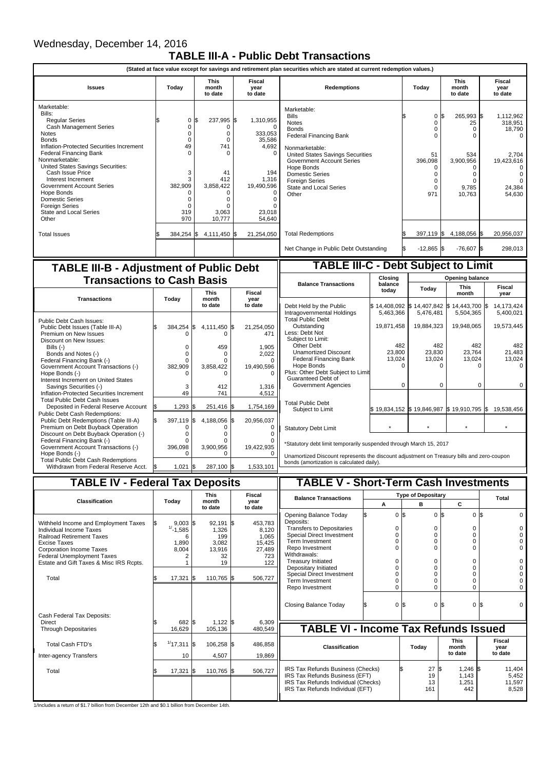Wednesday, December 14, 2016

# TABLE III-A - Public Debt Transactions

(Stated at face value except for savings and retirement plan securities which are stated at current redemption values.)

| Issues | Today | This month to date | Fiscal year to date |
|---|---|---|---|
| Marketable: | | | |
| Bills: | | | |
| Regular Series | $ 0 | $ 237,995 | $ 1,310,955 |
| Cash Management Series | 0 | 0 | 0 |
| Notes | 0 | 0 | 333,053 |
| Bonds | 0 | 0 | 35,586 |
| Inflation-Protected Securities Increment | 49 | 741 | 4,692 |
| Federal Financing Bank | 0 | 0 | 0 |
| Nonmarketable: | | | |
| United States Savings Securities: | | | |
| Cash Issue Price | 3 | 41 | 194 |
| Interest Increment | 3 | 412 | 1,316 |
| Government Account Series | 382,909 | 3,858,422 | 19,490,596 |
| Hope Bonds | 0 | 0 | 0 |
| Domestic Series | 0 | 0 | 0 |
| Foreign Series | 0 | 0 | 0 |
| State and Local Series | 319 | 3,063 | 23,018 |
| Other | 970 | 10,777 | 54,640 |
| Total Issues | $ 384,254 | $ 4,111,450 | $ 21,254,050 |

| Redemptions | Today | This month to date | Fiscal year to date |
|---|---|---|---|
| Marketable: | | | |
| Bills | $ 0 | $ 265,993 | $ 1,112,962 |
| Notes | 0 | 25 | 318,951 |
| Bonds | 0 | 0 | 18,790 |
| Federal Financing Bank | 0 | 0 | 0 |
| Nonmarketable: | | | |
| United States Savings Securities | 51 | 534 | 2,704 |
| Government Account Series | 396,098 | 3,900,956 | 19,423,616 |
| Hope Bonds | 0 | 0 | 0 |
| Domestic Series | 0 | 0 | 0 |
| Foreign Series | 0 | 0 | 0 |
| State and Local Series | 0 | 9,785 | 24,384 |
| Other | 971 | 10,763 | 54,630 |
| Total Redemptions | $ 397,119 | $ 4,188,056 | $ 20,956,037 |
| Net Change in Public Debt Outstanding | $ -12,865 | $ -76,607 | $ 298,013 |

# TABLE III-B - Adjustment of Public Debt Transactions to Cash Basis

| Transactions | Today | This month to date | Fiscal year to date |
|---|---|---|---|
| Public Debt Cash Issues: | | | |
| Public Debt Issues (Table III-A) | $ 384,254 | $ 4,111,450 | $ 21,254,050 |
| Premium on New Issues | 0 | 0 | 471 |
| Discount on New Issues: | | | |
| Bills (-) | 0 | 459 | 1,905 |
| Bonds and Notes (-) | 0 | 0 | 2,022 |
| Federal Financing Bank (-) | 0 | 0 | 0 |
| Government Account Transactions (-) | 382,909 | 3,858,422 | 19,490,596 |
| Hope Bonds (-) | 0 | 0 | 0 |
| Interest Increment on United States Savings Securities (-) | 3 | 412 | 1,316 |
| Inflation-Protected Securities Increment | 49 | 741 | 4,512 |
| Total Public Debt Cash Issues Deposited in Federal Reserve Account | $ 1,293 | $ 251,416 | $ 1,754,169 |
| Public Debt Cash Redemptions: | | | |
| Public Debt Redemptions (Table III-A) | $ 397,119 | $ 4,188,056 | $ 20,956,037 |
| Premium on Debt Buyback Operation | 0 | 0 | 0 |
| Discount on Debt Buyback Operation (-) | 0 | 0 | 0 |
| Federal Financing Bank (-) | 0 | 0 | 0 |
| Government Account Transactions (-) | 396,098 | 3,900,956 | 19,422,935 |
| Hope Bonds (-) | 0 | 0 | 0 |
| Total Public Debt Cash Redemptions Withdrawn from Federal Reserve Acct. | $ 1,021 | $ 287,100 | $ 1,533,101 |

# TABLE III-C - Debt Subject to Limit

| Balance Transactions | Closing balance today | Opening balance Today | Opening balance This month | Opening balance Fiscal year |
|---|---|---|---|---|
| Debt Held by the Public | $ 14,408,092 | $ 14,407,842 | $ 14,443,700 | $ 14,173,424 |
| Intragovernmental Holdings | 5,463,366 | 5,476,481 | 5,504,365 | 5,400,021 |
| Total Public Debt Outstanding | 19,871,458 | 19,884,323 | 19,948,065 | 19,573,445 |
| Less: Debt Not Subject to Limit: | | | | |
| Other Debt | 482 | 482 | 482 | 482 |
| Unamortized Discount | 23,800 | 23,830 | 23,764 | 21,483 |
| Federal Financing Bank | 13,024 | 13,024 | 13,024 | 13,024 |
| Hope Bonds | 0 | 0 | 0 | 0 |
| Plus: Other Debt Subject to Limit | | | | |
| Guaranteed Debt of Government Agencies | 0 | 0 | 0 | 0 |
| Total Public Debt Subject to Limit | $ 19,834,152 | $ 19,846,987 | $ 19,910,795 | $ 19,538,456 |
| Statutory Debt Limit | * | * | * | * |

*Statutory debt limit temporarily suspended through March 15, 2017

Unamortized Discount represents the discount adjustment on Treasury bills and zero-coupon bonds (amortization is calculated daily).

# TABLE IV - Federal Tax Deposits

| Classification | Today | This month to date | Fiscal year to date |
|---|---|---|---|
| Withheld Income and Employment Taxes | $ 9,003 | $ 92,191 | $ 453,783 |
| Individual Income Taxes | [1/] -1,585 | 1,326 | 8,120 |
| Railroad Retirement Taxes | 6 | 199 | 1,065 |
| Excise Taxes | 1,890 | 3,082 | 15,425 |
| Corporation Income Taxes | 8,004 | 13,916 | 27,489 |
| Federal Unemployment Taxes | 2 | 32 | 723 |
| Estate and Gift Taxes & Misc IRS Rcpts. | 1 | 19 | 122 |
| Total | $ 17,321 | $ 110,765 | $ 506,727 |
| Cash Federal Tax Deposits: | | | |
| Direct | $ 682 | $ 1,122 | $ 6,309 |
| Through Depositaries | 16,629 | 105,136 | 480,549 |
| Total Cash FTD's | $ [1/] 17,311 | $ 106,258 | $ 486,858 |
| Inter-agency Transfers | 10 | 4,507 | 19,869 |
| Total | $ 17,321 | $ 110,765 | $ 506,727 |

1/Includes a return of $1.7 billion from December 12th and $0.1 billion from December 14th.

# TABLE V - Short-Term Cash Investments

| Balance Transactions | Type of Depositary A | B | C | Total |
|---|---|---|---|---|
| Opening Balance Today | $ 0 | $ 0 | $ 0 | $ 0 |
| Deposits: | | | | |
| Transfers to Depositaries | 0 | 0 | 0 | 0 |
| Special Direct Investment | 0 | 0 | 0 | 0 |
| Term Investment | 0 | 0 | 0 | 0 |
| Repo Investment | 0 | 0 | 0 | 0 |
| Withdrawals: | | | | |
| Treasury Initiated | 0 | 0 | 0 | 0 |
| Depositary Initiated | 0 | 0 | 0 | 0 |
| Special Direct Investment | 0 | 0 | 0 | 0 |
| Term Investment | 0 | 0 | 0 | 0 |
| Repo Investment | 0 | 0 | 0 | 0 |
| Closing Balance Today | $ 0 | $ 0 | $ 0 | $ 0 |

# TABLE VI - Income Tax Refunds Issued

| Classification | Today | This month to date | Fiscal year to date |
|---|---|---|---|
| IRS Tax Refunds Business (Checks) | $ 27 | $ 1,246 | $ 11,404 |
| IRS Tax Refunds Business (EFT) | 19 | 1,143 | 5,452 |
| IRS Tax Refunds Individual (Checks) | 13 | 1,251 | 11,597 |
| IRS Tax Refunds Individual (EFT) | 161 | 442 | 8,528 |